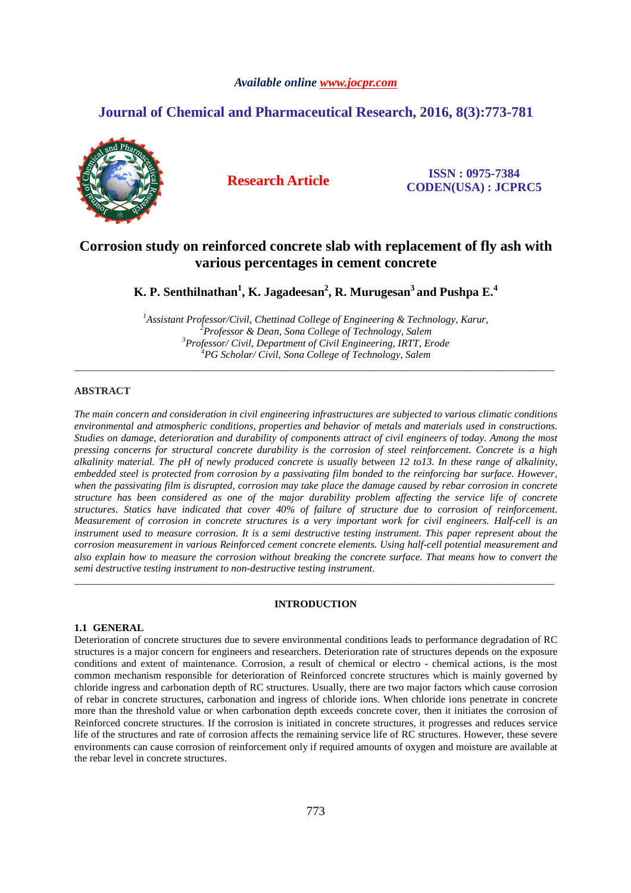*Available online www.jocpr.com*

**Journal of Chemical and Pharmaceutical Research, 2016, 8(3):773-781**

**Research Article**

**ISSN : 0975-7384**
**CODEN(USA) : JCPRC5**

# Corrosion study on reinforced concrete slab with replacement of fly ash with various percentages in cement concrete

**K. P. Senthilnathan[1], K. Jagadeesan[2], R. Murugesan[3] and Pushpa E.[4]**

*[1]Assistant Professor/Civil, Chettinad College of Engineering & Technology, Karur,*
*[2]Professor & Dean, Sona College of Technology, Salem*
*[3]Professor/ Civil, Department of Civil Engineering, IRTT, Erode*
*[4]PG Scholar/ Civil, Sona College of Technology, Salem*

---

## ABSTRACT

*The main concern and consideration in civil engineering infrastructures are subjected to various climatic conditions environmental and atmospheric conditions, properties and behavior of metals and materials used in constructions. Studies on damage, deterioration and durability of components attract of civil engineers of today. Among the most pressing concerns for structural concrete durability is the corrosion of steel reinforcement. Concrete is a high alkalinity material. The pH of newly produced concrete is usually between 12 to13. In these range of alkalinity, embedded steel is protected from corrosion by a passivating film bonded to the reinforcing bar surface. However, when the passivating film is disrupted, corrosion may take place the damage caused by rebar corrosion in concrete structure has been considered as one of the major durability problem affecting the service life of concrete structures. Statics have indicated that cover 40% of failure of structure due to corrosion of reinforcement. Measurement of corrosion in concrete structures is a very important work for civil engineers. Half-cell is an instrument used to measure corrosion. It is a semi destructive testing instrument. This paper represent about the corrosion measurement in various Reinforced cement concrete elements. Using half-cell potential measurement and also explain how to measure the corrosion without breaking the concrete surface. That means how to convert the semi destructive testing instrument to non-destructive testing instrument.*

---

## INTRODUCTION

### 1.1 GENERAL

Deterioration of concrete structures due to severe environmental conditions leads to performance degradation of RC structures is a major concern for engineers and researchers. Deterioration rate of structures depends on the exposure conditions and extent of maintenance. Corrosion, a result of chemical or electro - chemical actions, is the most common mechanism responsible for deterioration of Reinforced concrete structures which is mainly governed by chloride ingress and carbonation depth of RC structures. Usually, there are two major factors which cause corrosion of rebar in concrete structures, carbonation and ingress of chloride ions. When chloride ions penetrate in concrete more than the threshold value or when carbonation depth exceeds concrete cover, then it initiates the corrosion of Reinforced concrete structures. If the corrosion is initiated in concrete structures, it progresses and reduces service life of the structures and rate of corrosion affects the remaining service life of RC structures. However, these severe environments can cause corrosion of reinforcement only if required amounts of oxygen and moisture are available at the rebar level in concrete structures.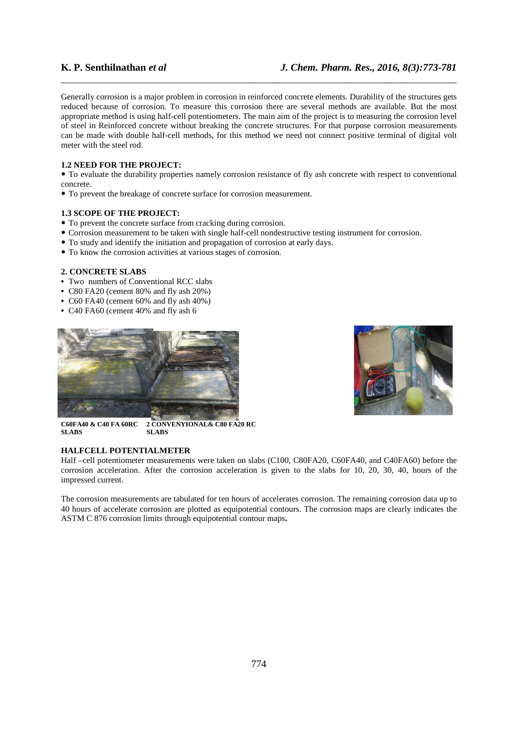Generally corrosion is a major problem in corrosion in reinforced concrete elements. Durability of the structures gets reduced because of corrosion. To measure this corrosion there are several methods are available. But the most appropriate method is using half-cell potentiometers. The main aim of the project is to measuring the corrosion level of steel in Reinforced concrete without breaking the concrete structures. For that purpose corrosion measurements can be made with double half-cell methods, for this method we need not connect positive terminal of digital volt meter with the steel rod.

### 1.2 NEED FOR THE PROJECT:

- To evaluate the durability properties namely corrosion resistance of fly ash concrete with respect to conventional concrete.
- To prevent the breakage of concrete surface for corrosion measurement.

### 1.3 SCOPE OF THE PROJECT:

- To prevent the concrete surface from cracking during corrosion.
- Corrosion measurement to be taken with single half-cell nondestructive testing instrument for corrosion.
- To study and identify the initiation and propagation of corrosion at early days.
- To know the corrosion activities at various stages of corrosion.

## 2. CONCRETE SLABS

- Two numbers of Conventional RCC slabs
- C80 FA20 (cement 80% and fly ash 20%)
- C60 FA40 (cement 60% and fly ash 40%)
- C40 FA60 (cement 40% and fly ash 6

**C60FA40 & C40 FA 60RC SLABS** **2 CONVENYIONAL& C80 FA20 RC SLABS**

### HALFCELL POTENTIALMETER

Half –cell potentiometer measurements were taken on slabs (C100, C80FA20, C60FA40, and C40FA60) before the corrosion acceleration. After the corrosion acceleration is given to the slabs for 10, 20, 30, 40, hours of the impressed current.

The corrosion measurements are tabulated for ten hours of accelerates corrosion. The remaining corrosion data up to 40 hours of accelerate corrosion are plotted as equipotential contours. The corrosion maps are clearly indicates the ASTM C 876 corrosion limits through equipotential contour maps**.**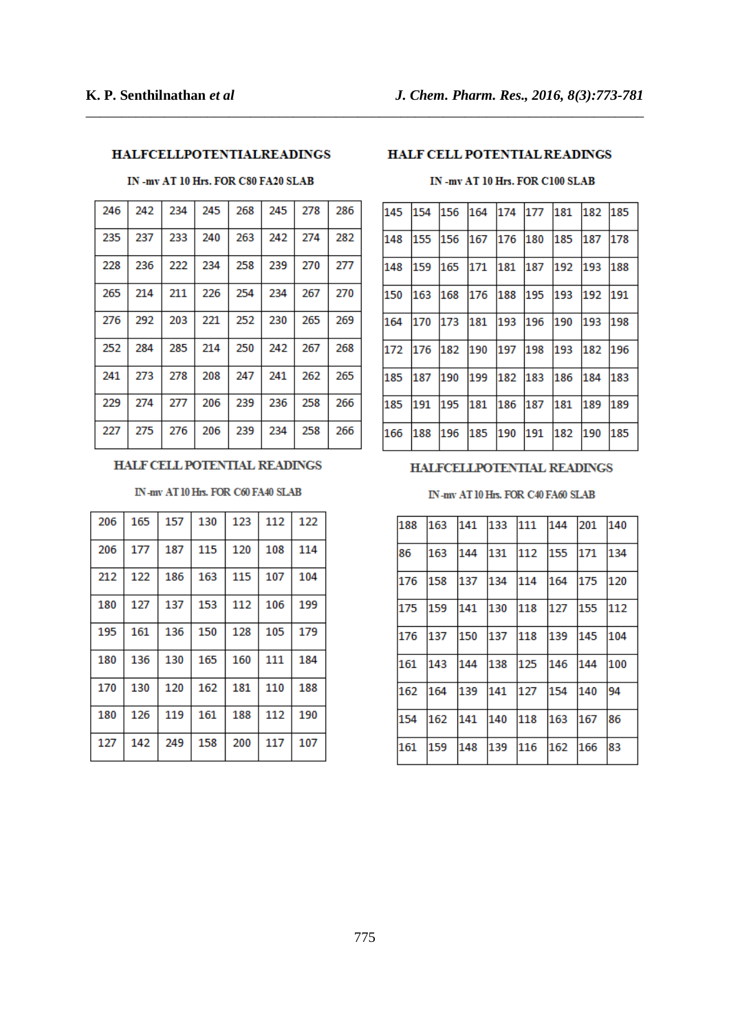### HALFCELLPOTENTIALREADINGS

IN -mv AT 10 Hrs. FOR C80 FA20 SLAB

| | | | | | | | |
|---|---|---|---|---|---|---|---|
| 246 | 242 | 234 | 245 | 268 | 245 | 278 | 286 |
| 235 | 237 | 233 | 240 | 263 | 242 | 274 | 282 |
| 228 | 236 | 222 | 234 | 258 | 239 | 270 | 277 |
| 265 | 214 | 211 | 226 | 254 | 234 | 267 | 270 |
| 276 | 292 | 203 | 221 | 252 | 230 | 265 | 269 |
| 252 | 284 | 285 | 214 | 250 | 242 | 267 | 268 |
| 241 | 273 | 278 | 208 | 247 | 241 | 262 | 265 |
| 229 | 274 | 277 | 206 | 239 | 236 | 258 | 266 |
| 227 | 275 | 276 | 206 | 239 | 234 | 258 | 266 |

### HALF CELL POTENTIAL READINGS

IN-mv AT 10 Hrs. FOR C60 FA40 SLAB

| | | | | | | |
|---|---|---|---|---|---|---|
| 206 | 165 | 157 | 130 | 123 | 112 | 122 |
| 206 | 177 | 187 | 115 | 120 | 108 | 114 |
| 212 | 122 | 186 | 163 | 115 | 107 | 104 |
| 180 | 127 | 137 | 153 | 112 | 106 | 199 |
| 195 | 161 | 136 | 150 | 128 | 105 | 179 |
| 180 | 136 | 130 | 165 | 160 | 111 | 184 |
| 170 | 130 | 120 | 162 | 181 | 110 | 188 |
| 180 | 126 | 119 | 161 | 188 | 112 | 190 |
| 127 | 142 | 249 | 158 | 200 | 117 | 107 |

### HALF CELL POTENTIAL READINGS

IN -mv AT 10 Hrs. FOR C100 SLAB

| | | | | | | | | |
|---|---|---|---|---|---|---|---|---|
| 145 | 154 | 156 | 164 | 174 | 177 | 181 | 182 | 185 |
| 148 | 155 | 156 | 167 | 176 | 180 | 185 | 187 | 178 |
| 148 | 159 | 165 | 171 | 181 | 187 | 192 | 193 | 188 |
| 150 | 163 | 168 | 176 | 188 | 195 | 193 | 192 | 191 |
| 164 | 170 | 173 | 181 | 193 | 196 | 190 | 193 | 198 |
| 172 | 176 | 182 | 190 | 197 | 198 | 193 | 182 | 196 |
| 185 | 187 | 190 | 199 | 182 | 183 | 186 | 184 | 183 |
| 185 | 191 | 195 | 181 | 186 | 187 | 181 | 189 | 189 |
| 166 | 188 | 196 | 185 | 190 | 191 | 182 | 190 | 185 |

### HALFCELLPOTENTIAL READINGS

IN-mv AT 10 Hrs. FOR C40 FA60 SLAB

| | | | | | | | |
|---|---|---|---|---|---|---|---|
| 188 | 163 | 141 | 133 | 111 | 144 | 201 | 140 |
| 86 | 163 | 144 | 131 | 112 | 155 | 171 | 134 |
| 176 | 158 | 137 | 134 | 114 | 164 | 175 | 120 |
| 175 | 159 | 141 | 130 | 118 | 127 | 155 | 112 |
| 176 | 137 | 150 | 137 | 118 | 139 | 145 | 104 |
| 161 | 143 | 144 | 138 | 125 | 146 | 144 | 100 |
| 162 | 164 | 139 | 141 | 127 | 154 | 140 | 94 |
| 154 | 162 | 141 | 140 | 118 | 163 | 167 | 86 |
| 161 | 159 | 148 | 139 | 116 | 162 | 166 | 83 |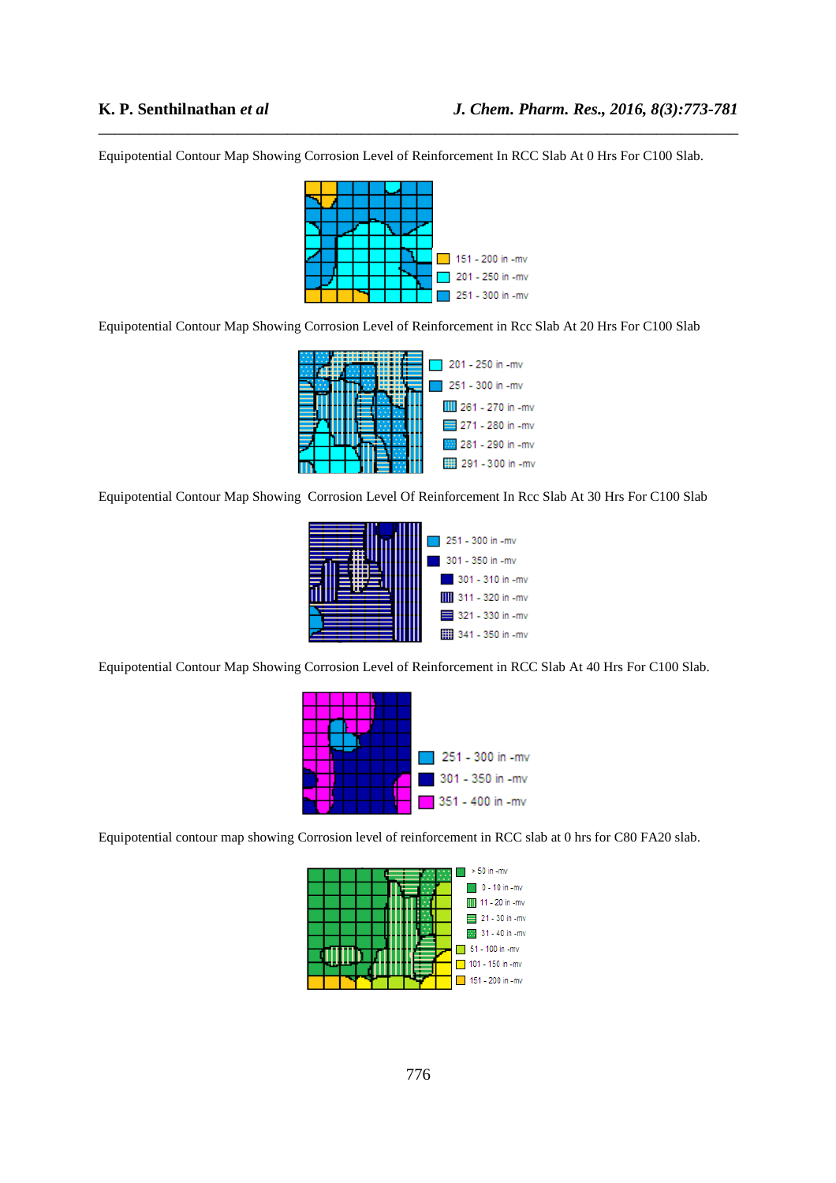Equipotential Contour Map Showing Corrosion Level of Reinforcement In RCC Slab At 0 Hrs For C100 Slab.

151 - 200 in -mv
201 - 250 in -mv
251 - 300 in -mv

Equipotential Contour Map Showing Corrosion Level of Reinforcement in Rcc Slab At 20 Hrs For C100 Slab

201 - 250 in -mv
251 - 300 in -mv
261 - 270 in -mv
271 - 280 in -mv
281 - 290 in -mv
291 - 300 in -mv

Equipotential Contour Map Showing Corrosion Level Of Reinforcement In Rcc Slab At 30 Hrs For C100 Slab

251 - 300 in -mv
301 - 350 in -mv
301 - 310 in -mv
311 - 320 in -mv
321 - 330 in -mv
341 - 350 in -mv

Equipotential Contour Map Showing Corrosion Level of Reinforcement in RCC Slab At 40 Hrs For C100 Slab.

251 - 300 in -mv
301 - 350 in -mv
351 - 400 in -mv

Equipotential contour map showing Corrosion level of reinforcement in RCC slab at 0 hrs for C80 FA20 slab.

> 50 in -mv
0 - 10 in -mv
11 - 20 in -mv
21 - 30 in -mv
31 - 40 in -mv
51 - 100 in -mv
101 - 150 in -mv
151 - 200 in -mv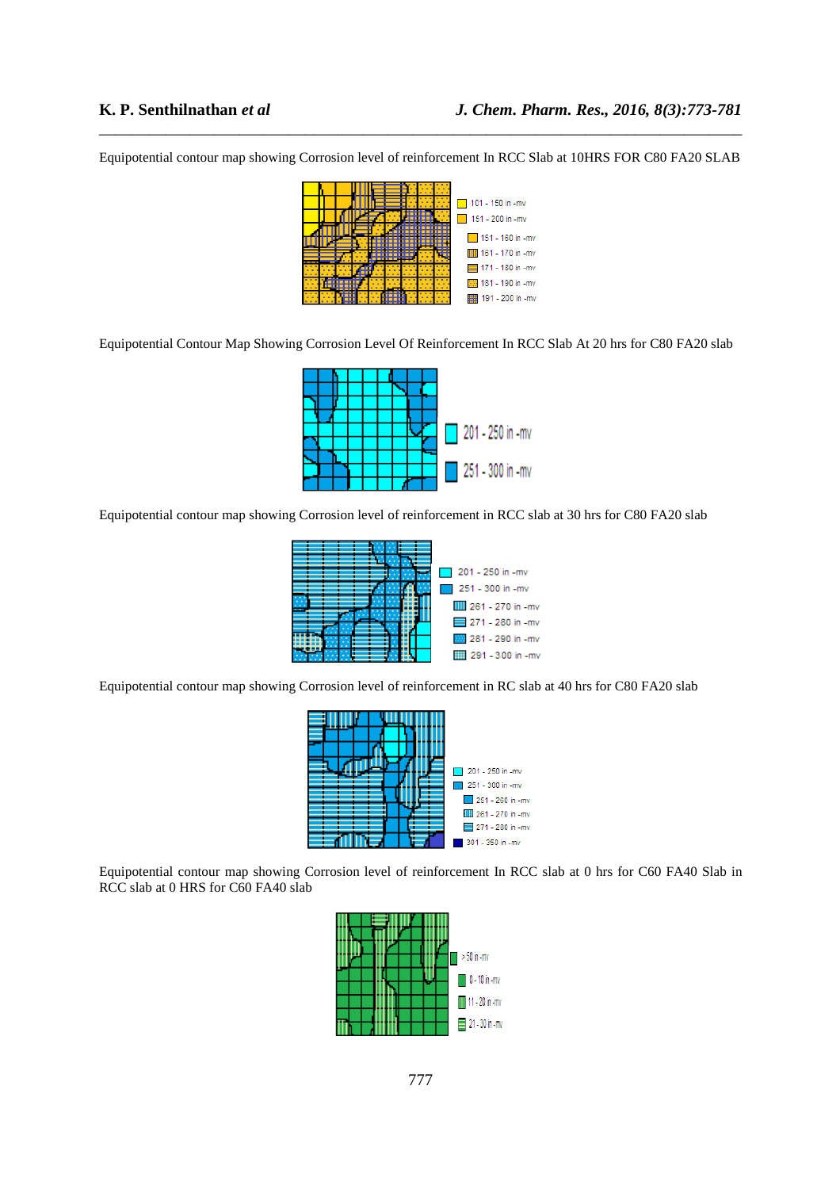Equipotential contour map showing Corrosion level of reinforcement In RCC Slab at 10HRS FOR C80 FA20 SLAB

101 - 150 in -mv
151 - 200 in -mv
151 - 160 in -mv
161 - 170 in -mv
171 - 180 in -mv
181 - 190 in -mv
191 - 200 in -mv

Equipotential Contour Map Showing Corrosion Level Of Reinforcement In RCC Slab At 20 hrs for C80 FA20 slab

201 - 250 in -mv
251 - 300 in -mv

Equipotential contour map showing Corrosion level of reinforcement in RCC slab at 30 hrs for C80 FA20 slab

201 - 250 in -mv
251 - 300 in -mv
261 - 270 in -mv
271 - 280 in -mv
281 - 290 in -mv
291 - 300 in -mv

Equipotential contour map showing Corrosion level of reinforcement in RC slab at 40 hrs for C80 FA20 slab

201 - 250 in -mv
251 - 300 in -mv
251 - 260 in -mv
261 - 270 in -mv
271 - 280 in -mv
301 - 350 in -mv

Equipotential contour map showing Corrosion level of reinforcement In RCC slab at 0 hrs for C60 FA40 Slab in RCC slab at 0 HRS for C60 FA40 slab

> 50 in -mv
0 - 10 in -mv
11 - 20 in -mv
21 - 30 in -mv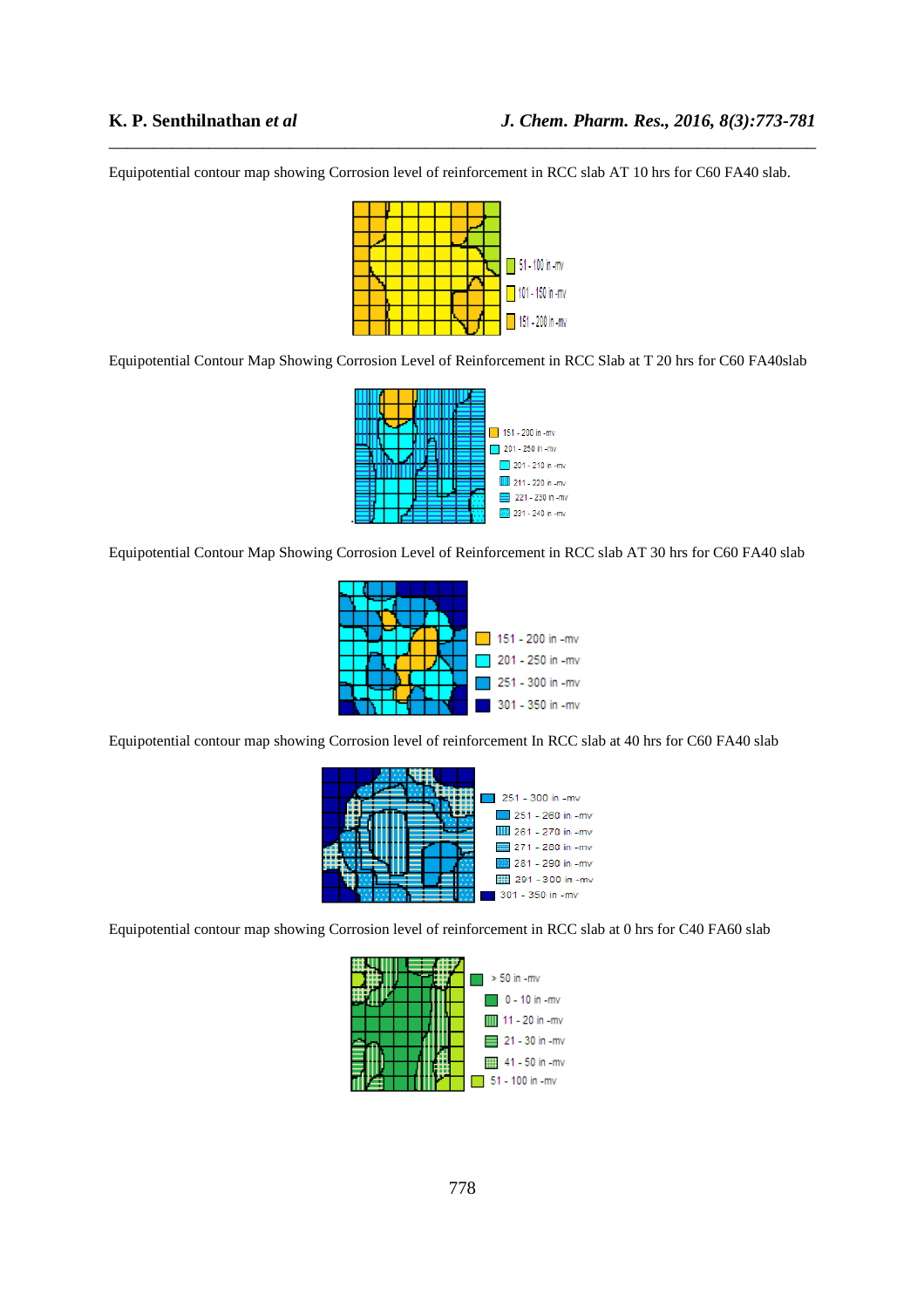Equipotential contour map showing Corrosion level of reinforcement in RCC slab AT 10 hrs for C60 FA40 slab.

51 - 100 in -mv

101 - 150 in -mv

151 - 200 in -mv

Equipotential Contour Map Showing Corrosion Level of Reinforcement in RCC Slab at T 20 hrs for C60 FA40slab

151 - 200 in -mv

201 - 250 in -mv

201 - 210 in -mv

211 - 220 in -mv

221 - 230 in -mv

231 - 240 in -mv

Equipotential Contour Map Showing Corrosion Level of Reinforcement in RCC slab AT 30 hrs for C60 FA40 slab

151 - 200 in -mv

201 - 250 in -mv

251 - 300 in -mv

301 - 350 in -mv

Equipotential contour map showing Corrosion level of reinforcement In RCC slab at 40 hrs for C60 FA40 slab

251 - 300 in -mv

251 - 260 in -mv

261 - 270 in -mv

271 - 280 in -mv

281 - 290 in -mv

291 - 300 in -mv

301 - 350 in -mv

Equipotential contour map showing Corrosion level of reinforcement in RCC slab at 0 hrs for C40 FA60 slab

> 50 in -mv

0 - 10 in -mv

11 - 20 in -mv

21 - 30 in -mv

41 - 50 in -mv

51 - 100 in -mv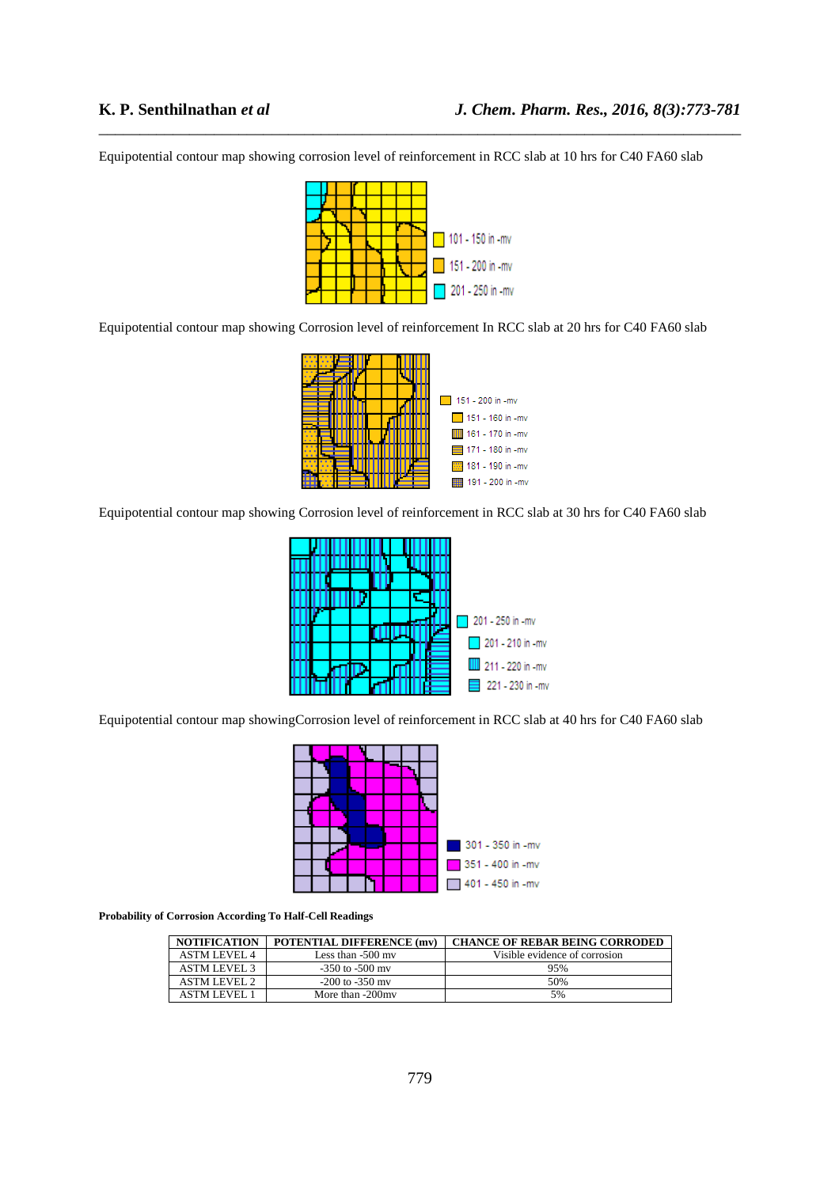Equipotential contour map showing corrosion level of reinforcement in RCC slab at 10 hrs for C40 FA60 slab

Equipotential contour map showing Corrosion level of reinforcement In RCC slab at 20 hrs for C40 FA60 slab

Equipotential contour map showing Corrosion level of reinforcement in RCC slab at 30 hrs for C40 FA60 slab

Equipotential contour map showingCorrosion level of reinforcement in RCC slab at 40 hrs for C40 FA60 slab

**Probability of Corrosion According To Half-Cell Readings**

| NOTIFICATION | POTENTIAL DIFFERENCE (mv) | CHANCE OF REBAR BEING CORRODED |
|---|---|---|
| ASTM LEVEL 4 | Less than -500 mv | Visible evidence of corrosion |
| ASTM LEVEL 3 | -350 to -500 mv | 95% |
| ASTM LEVEL 2 | -200 to -350 mv | 50% |
| ASTM LEVEL 1 | More than -200mv | 5% |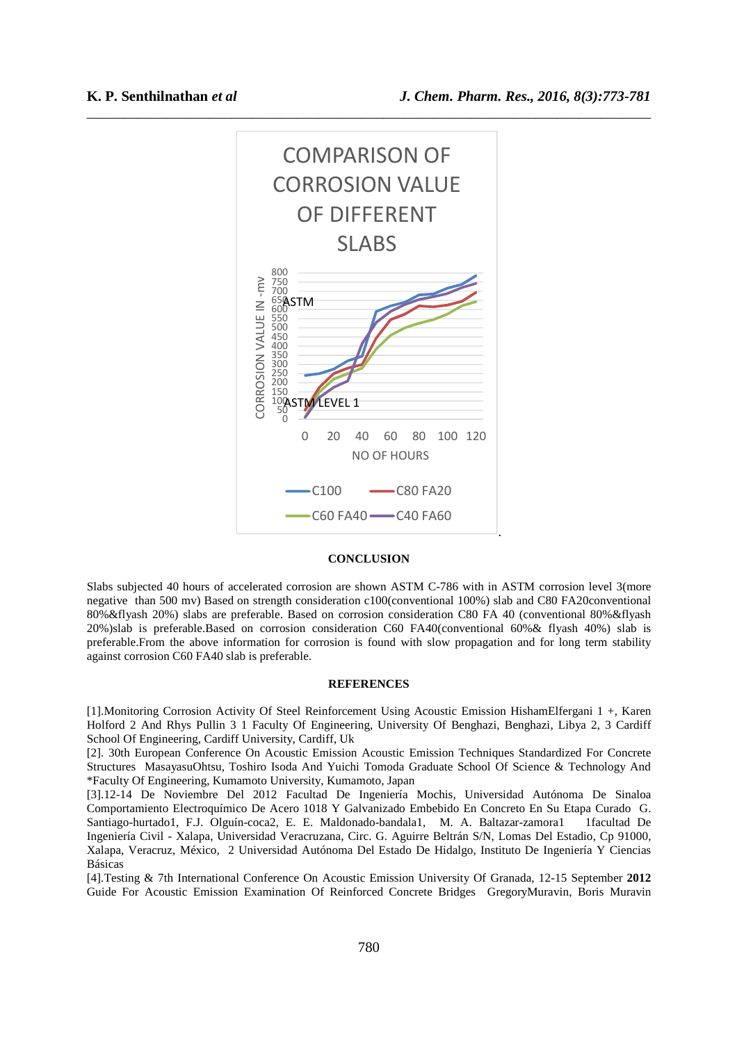COMPARISON OF CORROSION VALUE OF DIFFERENT SLABS

## CONCLUSION

Slabs subjected 40 hours of accelerated corrosion are shown ASTM C-786 with in ASTM corrosion level 3(more negative than 500 mv) Based on strength consideration c100(conventional 100%) slab and C80 FA20conventional 80%&flyash 20%) slabs are preferable. Based on corrosion consideration C80 FA 40 (conventional 80%&flyash 20%)slab is preferable.Based on corrosion consideration C60 FA40(conventional 60%& flyash 40%) slab is preferable.From the above information for corrosion is found with slow propagation and for long term stability against corrosion C60 FA40 slab is preferable.

## REFERENCES

[1].Monitoring Corrosion Activity Of Steel Reinforcement Using Acoustic Emission HishamElfergani 1 +, Karen Holford 2 And Rhys Pullin 3 1 Faculty Of Engineering, University Of Benghazi, Benghazi, Libya 2, 3 Cardiff School Of Engineering, Cardiff University, Cardiff, Uk

[2]. 30th European Conference On Acoustic Emission Acoustic Emission Techniques Standardized For Concrete Structures MasayasuOhtsu, Toshiro Isoda And Yuichi Tomoda Graduate School Of Science & Technology And *Faculty Of Engineering, Kumamoto University, Kumamoto, Japan

[3].12-14 De Noviembre Del 2012 Facultad De Ingeniería Mochis, Universidad Autónoma De Sinaloa Comportamiento Electroquímico De Acero 1018 Y Galvanizado Embebido En Concreto En Su Etapa Curado G. Santiago-hurtado1, F.J. Olguín-coca2, E. E. Maldonado-bandala1, M. A. Baltazar-zamora1 1facultad De Ingeniería Civil - Xalapa, Universidad Veracruzana, Circ. G. Aguirre Beltrán S/N, Lomas Del Estadio, Cp 91000, Xalapa, Veracruz, México, 2 Universidad Autónoma Del Estado De Hidalgo, Instituto De Ingeniería Y Ciencias Básicas

[4].Testing & 7th International Conference On Acoustic Emission University Of Granada, 12-15 September **2012** Guide For Acoustic Emission Examination Of Reinforced Concrete Bridges GregoryMuravin, Boris Muravin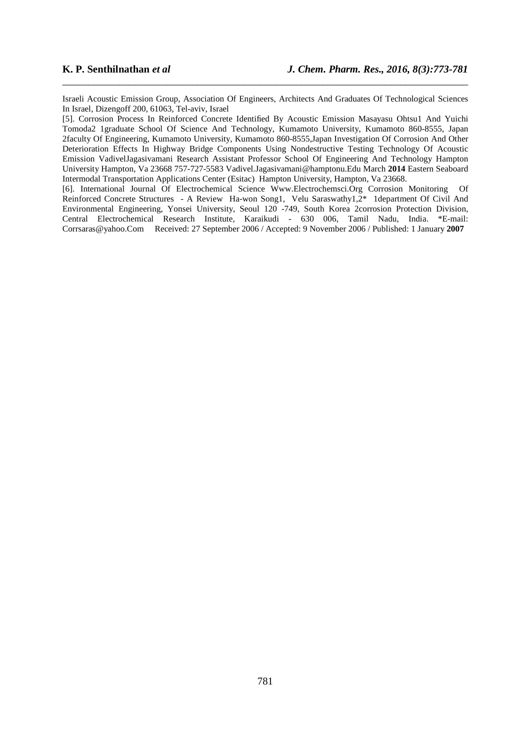Israeli Acoustic Emission Group, Association Of Engineers, Architects And Graduates Of Technological Sciences In Israel, Dizengoff 200, 61063, Tel-aviv, Israel

[5]. Corrosion Process In Reinforced Concrete Identified By Acoustic Emission Masayasu Ohtsu1 And Yuichi Tomoda2 1graduate School Of Science And Technology, Kumamoto University, Kumamoto 860-8555, Japan 2faculty Of Engineering, Kumamoto University, Kumamoto 860-8555,Japan Investigation Of Corrosion And Other Deterioration Effects In Highway Bridge Components Using Nondestructive Testing Technology Of Acoustic Emission VadivelJagasivamani Research Assistant Professor School Of Engineering And Technology Hampton University Hampton, Va 23668 757-727-5583 Vadivel.Jagasivamani@hamptonu.Edu March **2014** Eastern Seaboard Intermodal Transportation Applications Center (Esitac) Hampton University, Hampton, Va 23668.

[6]. International Journal Of Electrochemical Science Www.Electrochemsci.Org Corrosion Monitoring Of Reinforced Concrete Structures - A Review Ha-won Song1, Velu Saraswathy1,2* 1department Of Civil And Environmental Engineering, Yonsei University, Seoul 120 -749, South Korea 2corrosion Protection Division, Central Electrochemical Research Institute, Karaikudi - 630 006, Tamil Nadu, India. *E-mail: Corrsaras@yahoo.Com Received: 27 September 2006 / Accepted: 9 November 2006 / Published: 1 January **2007**